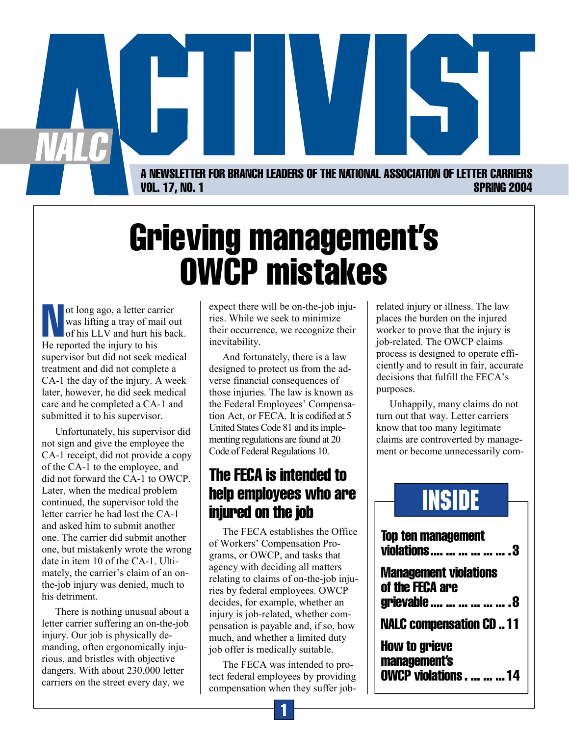# NALC ACTIVIST

**A NEWSLETTER FOR BRANCH LEADERS OF THE NATIONAL ASSOCIATION OF LETTER CARRIERS**

**VOL. 17, NO. 1 — SPRING 2004**

# Grieving management's OWCP mistakes

Not long ago, a letter carrier was lifting a tray of mail out of his LLV and hurt his back. He reported the injury to his supervisor but did not seek medical treatment and did not complete a CA-1 the day of the injury. A week later, however, he did seek medical care and he completed a CA-1 and submitted it to his supervisor.

Unfortunately, his supervisor did not sign and give the employee the CA-1 receipt, did not provide a copy of the CA-1 to the employee, and did not forward the CA-1 to OWCP. Later, when the medical problem continued, the supervisor told the letter carrier he had lost the CA-1 and asked him to submit another one. The carrier did submit another one, but mistakenly wrote the wrong date in item 10 of the CA-1. Ultimately, the carrier's claim of an on-the-job injury was denied, much to his detriment.

There is nothing unusual about a letter carrier suffering an on-the-job injury. Our job is physically demanding, often ergonomically injurious, and bristles with objective dangers. With about 230,000 letter carriers on the street every day, we expect there will be on-the-job injuries. While we seek to minimize their occurrence, we recognize their inevitability.

And fortunately, there is a law designed to protect us from the adverse financial consequences of those injuries. The law is known as the Federal Employees' Compensation Act, or FECA. It is codified at 5 United States Code 81 and its implementing regulations are found at 20 Code of Federal Regulations 10.

## The FECA is intended to help employees who are injured on the job

The FECA establishes the Office of Workers' Compensation Programs, or OWCP, and tasks that agency with deciding all matters relating to claims of on-the-job injuries by federal employees. OWCP decides, for example, whether an injury is job-related, whether compensation is payable and, if so, how much, and whether a limited duty job offer is medically suitable.

The FECA was intended to protect federal employees by providing compensation when they suffer job-related injury or illness. The law places the burden on the injured worker to prove that the injury is job-related. The OWCP claims process is designed to operate efficiently and to result in fair, accurate decisions that fulfill the FECA's purposes.

Unhappily, many claims do not turn out that way. Letter carriers know that too many legitimate claims are controverted by management or become unnecessarily com-

## INSIDE

- **Top ten management violations** .......... 3
- **Management violations of the FECA are grievable** .......... 8
- **NALC compensation CD** .......... 11
- **How to grieve management's OWCP violations** .......... 14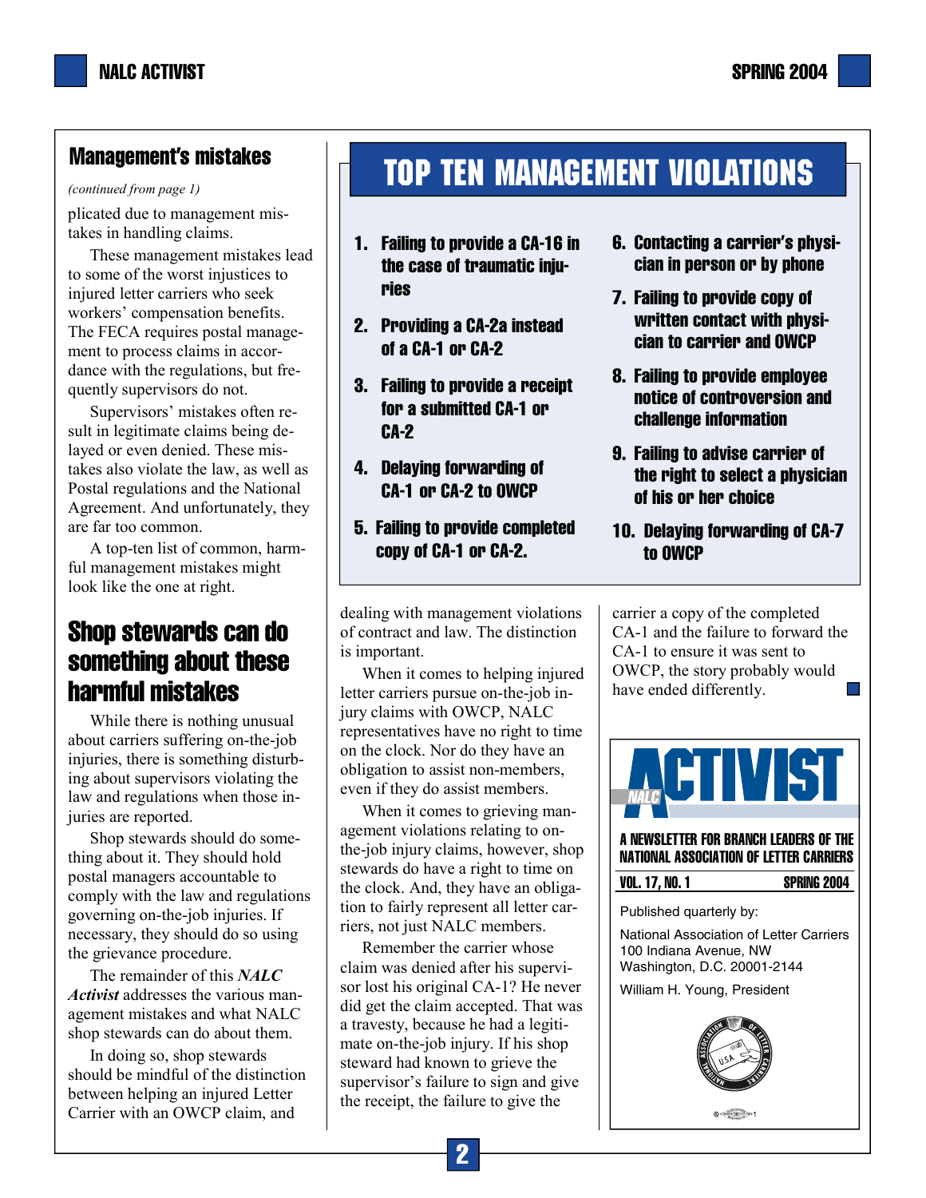## Management's mistakes

*(continued from page 1)*

plicated due to management mistakes in handling claims.

These management mistakes lead to some of the worst injustices to injured letter carriers who seek workers' compensation benefits. The FECA requires postal management to process claims in accordance with the regulations, but frequently supervisors do not.

Supervisors' mistakes often result in legitimate claims being delayed or even denied. These mistakes also violate the law, as well as Postal regulations and the National Agreement. And unfortunately, they are far too common.

A top-ten list of common, harmful management mistakes might look like the one at right.

## TOP TEN MANAGEMENT VIOLATIONS

1. **Failing to provide a CA-16 in the case of traumatic injuries**
2. **Providing a CA-2a instead of a CA-1 or CA-2**
3. **Failing to provide a receipt for a submitted CA-1 or CA-2**
4. **Delaying forwarding of CA-1 or CA-2 to OWCP**
5. **Failing to provide completed copy of CA-1 or CA-2.**
6. **Contacting a carrier's physician in person or by phone**
7. **Failing to provide copy of written contact with physician to carrier and OWCP**
8. **Failing to provide employee notice of controversion and challenge information**
9. **Failing to advise carrier of the right to select a physician of his or her choice**
10. **Delaying forwarding of CA-7 to OWCP**

## Shop stewards can do something about these harmful mistakes

While there is nothing unusual about carriers suffering on-the-job injuries, there is something disturbing about supervisors violating the law and regulations when those injuries are reported.

Shop stewards should do something about it. They should hold postal managers accountable to comply with the law and regulations governing on-the-job injuries. If necessary, they should do so using the grievance procedure.

The remainder of this ***NALC Activist*** addresses the various management mistakes and what NALC shop stewards can do about them.

In doing so, shop stewards should be mindful of the distinction between helping an injured Letter Carrier with an OWCP claim, and dealing with management violations of contract and law. The distinction is important.

When it comes to helping injured letter carriers pursue on-the-job injury claims with OWCP, NALC representatives have no right to time on the clock. Nor do they have an obligation to assist non-members, even if they do assist members.

When it comes to grieving management violations relating to on-the-job injury claims, however, shop stewards do have a right to time on the clock. And, they have an obligation to fairly represent all letter carriers, not just NALC members.

Remember the carrier whose claim was denied after his supervisor lost his original CA-1? He never did get the claim accepted. That was a travesty, because he had a legitimate on-the-job injury. If his shop steward had known to grieve the supervisor's failure to sign and give the receipt, the failure to give the carrier a copy of the completed CA-1 and the failure to forward the CA-1 to ensure it was sent to OWCP, the story probably would have ended differently.

---

**NALC ACTIVIST**

**A NEWSLETTER FOR BRANCH LEADERS OF THE NATIONAL ASSOCIATION OF LETTER CARRIERS**

**VOL. 17, NO. 1** — **SPRING 2004**

Published quarterly by:

National Association of Letter Carriers
100 Indiana Avenue, NW
Washington, D.C. 20001-2144

William H. Young, President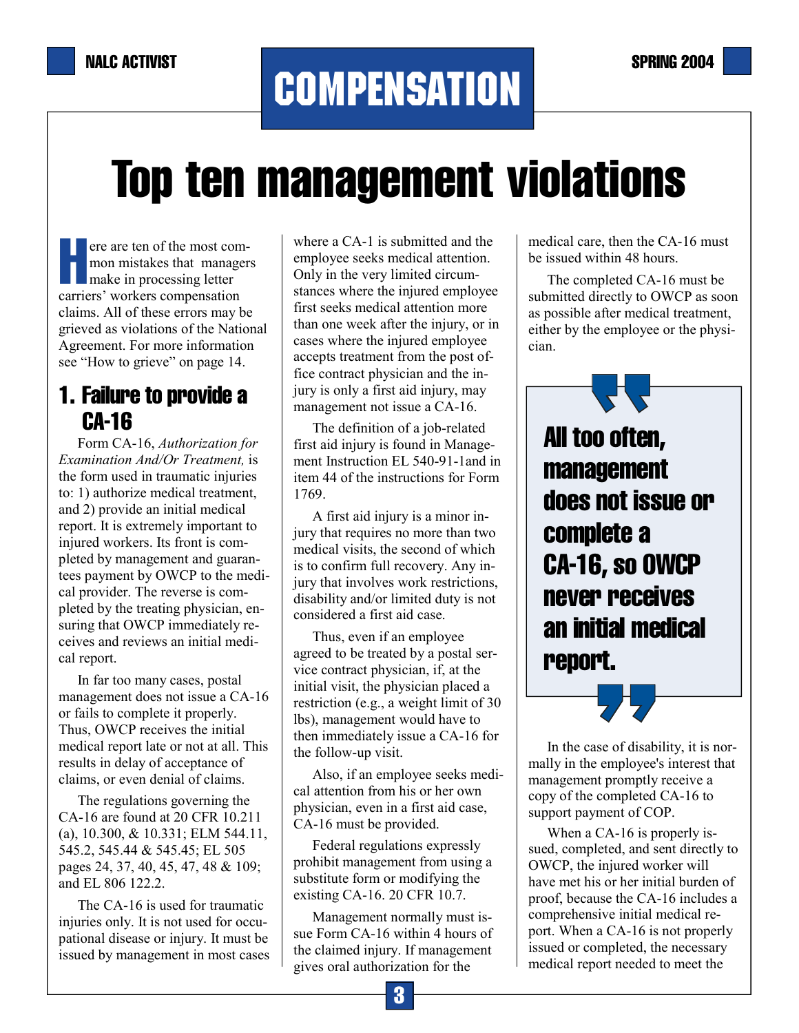# COMPENSATION

# Top ten management violations

Here are ten of the most common mistakes that managers make in processing letter carriers' workers compensation claims. All of these errors may be grieved as violations of the National Agreement. For more information see "How to grieve" on page 14.

## 1. Failure to provide a CA-16

Form CA-16, *Authorization for Examination And/Or Treatment,* is the form used in traumatic injuries to: 1) authorize medical treatment, and 2) provide an initial medical report. It is extremely important to injured workers. Its front is completed by management and guarantees payment by OWCP to the medical provider. The reverse is completed by the treating physician, ensuring that OWCP immediately receives and reviews an initial medical report.

In far too many cases, postal management does not issue a CA-16 or fails to complete it properly. Thus, OWCP receives the initial medical report late or not at all. This results in delay of acceptance of claims, or even denial of claims.

The regulations governing the CA-16 are found at 20 CFR 10.211 (a), 10.300, & 10.331; ELM 544.11, 545.2, 545.44 & 545.45; EL 505 pages 24, 37, 40, 45, 47, 48 & 109; and EL 806 122.2.

The CA-16 is used for traumatic injuries only. It is not used for occupational disease or injury. It must be issued by management in most cases where a CA-1 is submitted and the employee seeks medical attention. Only in the very limited circumstances where the injured employee first seeks medical attention more than one week after the injury, or in cases where the injured employee accepts treatment from the post office contract physician and the injury is only a first aid injury, may management not issue a CA-16.

The definition of a job-related first aid injury is found in Management Instruction EL 540-91-1and in item 44 of the instructions for Form 1769.

A first aid injury is a minor injury that requires no more than two medical visits, the second of which is to confirm full recovery. Any injury that involves work restrictions, disability and/or limited duty is not considered a first aid case.

Thus, even if an employee agreed to be treated by a postal service contract physician, if, at the initial visit, the physician placed a restriction (e.g., a weight limit of 30 lbs), management would have to then immediately issue a CA-16 for the follow-up visit.

Also, if an employee seeks medical attention from his or her own physician, even in a first aid case, CA-16 must be provided.

Federal regulations expressly prohibit management from using a substitute form or modifying the existing CA-16. 20 CFR 10.7.

Management normally must issue Form CA-16 within 4 hours of the claimed injury. If management gives oral authorization for the medical care, then the CA-16 must be issued within 48 hours.

The completed CA-16 must be submitted directly to OWCP as soon as possible after medical treatment, either by the employee or the physician.

> **All too often, management does not issue or complete a CA-16, so OWCP never receives an initial medical report.**

In the case of disability, it is normally in the employee's interest that management promptly receive a copy of the completed CA-16 to support payment of COP.

When a CA-16 is properly issued, completed, and sent directly to OWCP, the injured worker will have met his or her initial burden of proof, because the CA-16 includes a comprehensive initial medical report. When a CA-16 is not properly issued or completed, the necessary medical report needed to meet the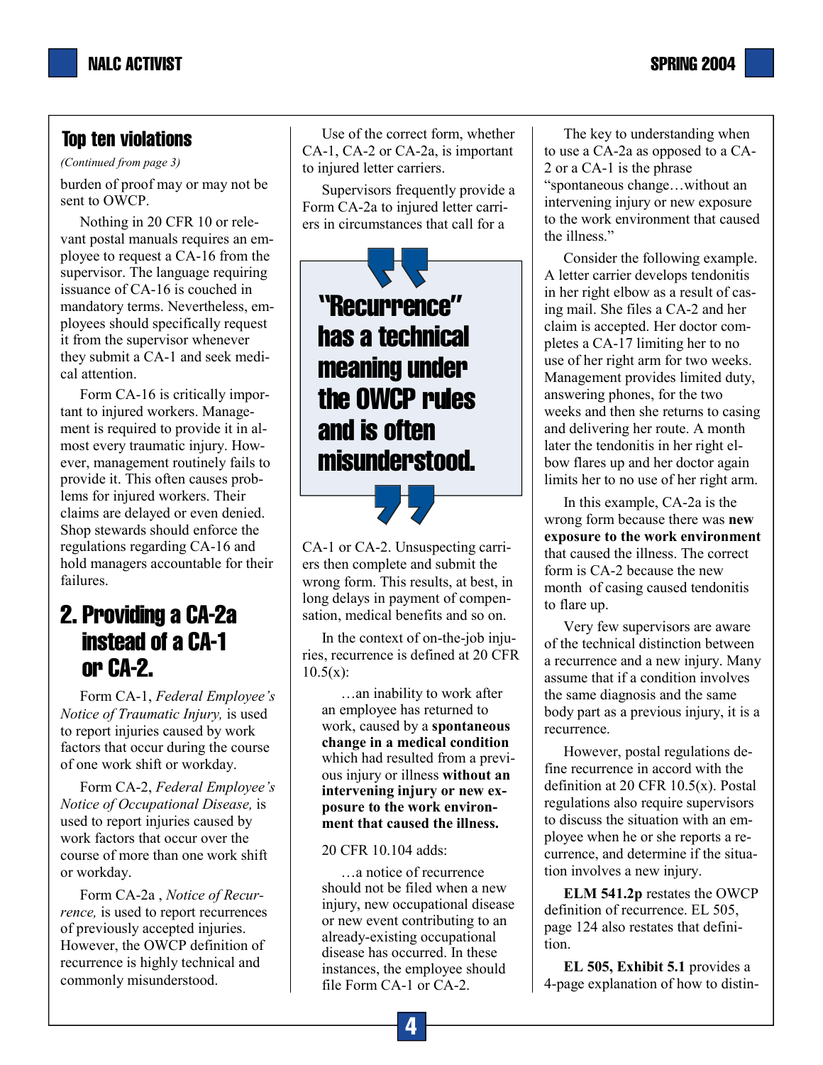## Top ten violations

*(Continued from page 3)*

burden of proof may or may not be sent to OWCP.

Nothing in 20 CFR 10 or relevant postal manuals requires an employee to request a CA-16 from the supervisor. The language requiring issuance of CA-16 is couched in mandatory terms. Nevertheless, employees should specifically request it from the supervisor whenever they submit a CA-1 and seek medical attention.

Form CA-16 is critically important to injured workers. Management is required to provide it in almost every traumatic injury. However, management routinely fails to provide it. This often causes problems for injured workers. Their claims are delayed or even denied. Shop stewards should enforce the regulations regarding CA-16 and hold managers accountable for their failures.

## 2. Providing a CA-2a instead of a CA-1 or CA-2.

Form CA-1, *Federal Employee's Notice of Traumatic Injury,* is used to report injuries caused by work factors that occur during the course of one work shift or workday.

Form CA-2, *Federal Employee's Notice of Occupational Disease,* is used to report injuries caused by work factors that occur over the course of more than one work shift or workday.

Form CA-2a , *Notice of Recurrence,* is used to report recurrences of previously accepted injuries. However, the OWCP definition of recurrence is highly technical and commonly misunderstood.

Use of the correct form, whether CA-1, CA-2 or CA-2a, is important to injured letter carriers.

Supervisors frequently provide a Form CA-2a to injured letter carriers in circumstances that call for a CA-1 or CA-2. Unsuspecting carriers then complete and submit the wrong form. This results, at best, in long delays in payment of compensation, medical benefits and so on.

> **"Recurrence" has a technical meaning under the OWCP rules and is often misunderstood.**

In the context of on-the-job injuries, recurrence is defined at 20 CFR 10.5(x):

> …an inability to work after an employee has returned to work, caused by a **spontaneous change in a medical condition** which had resulted from a previous injury or illness **without an intervening injury or new exposure to the work environment that caused the illness.**

20 CFR 10.104 adds:

> …a notice of recurrence should not be filed when a new injury, new occupational disease or new event contributing to an already-existing occupational disease has occurred. In these instances, the employee should file Form CA-1 or CA-2.

The key to understanding when to use a CA-2a as opposed to a CA-2 or a CA-1 is the phrase "spontaneous change…without an intervening injury or new exposure to the work environment that caused the illness."

Consider the following example. A letter carrier develops tendonitis in her right elbow as a result of casing mail. She files a CA-2 and her claim is accepted. Her doctor completes a CA-17 limiting her to no use of her right arm for two weeks. Management provides limited duty, answering phones, for the two weeks and then she returns to casing and delivering her route. A month later the tendonitis in her right elbow flares up and her doctor again limits her to no use of her right arm.

In this example, CA-2a is the wrong form because there was **new exposure to the work environment** that caused the illness. The correct form is CA-2 because the new month of casing caused tendonitis to flare up.

Very few supervisors are aware of the technical distinction between a recurrence and a new injury. Many assume that if a condition involves the same diagnosis and the same body part as a previous injury, it is a recurrence.

However, postal regulations define recurrence in accord with the definition at 20 CFR 10.5(x). Postal regulations also require supervisors to discuss the situation with an employee when he or she reports a recurrence, and determine if the situation involves a new injury.

**ELM 541.2p** restates the OWCP definition of recurrence. EL 505, page 124 also restates that definition.

**EL 505, Exhibit 5.1** provides a 4-page explanation of how to distin-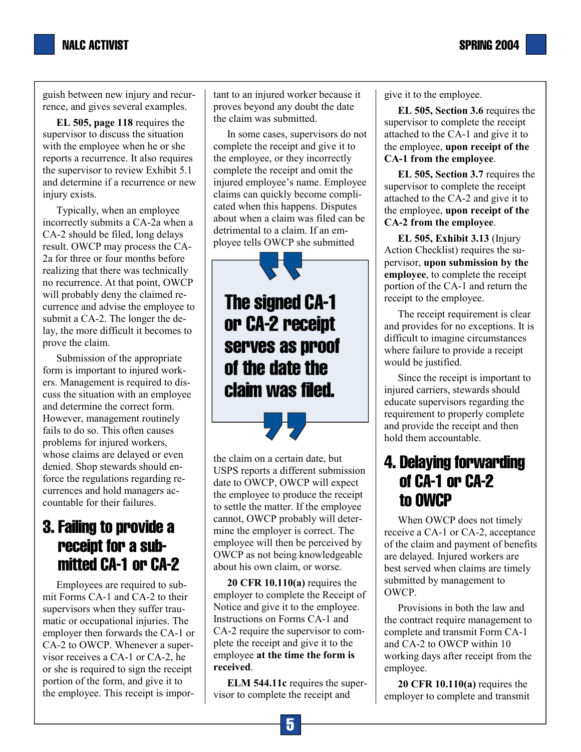guish between new injury and recurrence, and gives several examples.

**EL 505, page 118** requires the supervisor to discuss the situation with the employee when he or she reports a recurrence. It also requires the supervisor to review Exhibit 5.1 and determine if a recurrence or new injury exists.

Typically, when an employee incorrectly submits a CA-2a when a CA-2 should be filed, long delays result. OWCP may process the CA-2a for three or four months before realizing that there was technically no recurrence. At that point, OWCP will probably deny the claimed recurrence and advise the employee to submit a CA-2. The longer the delay, the more difficult it becomes to prove the claim.

Submission of the appropriate form is important to injured workers. Management is required to discuss the situation with an employee and determine the correct form. However, management routinely fails to do so. This often causes problems for injured workers, whose claims are delayed or even denied. Shop stewards should enforce the regulations regarding recurrences and hold managers accountable for their failures.

## 3. Failing to provide a receipt for a submitted CA-1 or CA-2

Employees are required to submit Forms CA-1 and CA-2 to their supervisors when they suffer traumatic or occupational injuries. The employer then forwards the CA-1 or CA-2 to OWCP. Whenever a supervisor receives a CA-1 or CA-2, he or she is required to sign the receipt portion of the form, and give it to the employee. This receipt is important to an injured worker because it proves beyond any doubt the date the claim was submitted.

In some cases, supervisors do not complete the receipt and give it to the employee, or they incorrectly complete the receipt and omit the injured employee's name. Employee claims can quickly become complicated when this happens. Disputes about when a claim was filed can be detrimental to a claim. If an employee tells OWCP she submitted the claim on a certain date, but USPS reports a different submission date to OWCP, OWCP will expect the employee to produce the receipt to settle the matter. If the employee cannot, OWCP probably will determine the employer is correct. The employee will then be perceived by OWCP as not being knowledgeable about his own claim, or worse.

> **The signed CA-1 or CA-2 receipt serves as proof of the date the claim was filed.**

**20 CFR 10.110(a)** requires the employer to complete the Receipt of Notice and give it to the employee. Instructions on Forms CA-1 and CA-2 require the supervisor to complete the receipt and give it to the employee **at the time the form is received**.

**ELM 544.11c** requires the supervisor to complete the receipt and give it to the employee.

**EL 505, Section 3.6** requires the supervisor to complete the receipt attached to the CA-1 and give it to the employee, **upon receipt of the CA-1 from the employee**.

**EL 505, Section 3.7** requires the supervisor to complete the receipt attached to the CA-2 and give it to the employee, **upon receipt of the CA-2 from the employee**.

**EL 505, Exhibit 3.13** (Injury Action Checklist) requires the supervisor, **upon submission by the employee**, to complete the receipt portion of the CA-1 and return the receipt to the employee.

The receipt requirement is clear and provides for no exceptions. It is difficult to imagine circumstances where failure to provide a receipt would be justified.

Since the receipt is important to injured carriers, stewards should educate supervisors regarding the requirement to properly complete and provide the receipt and then hold them accountable.

## 4. Delaying forwarding of CA-1 or CA-2 to OWCP

When OWCP does not timely receive a CA-1 or CA-2, acceptance of the claim and payment of benefits are delayed. Injured workers are best served when claims are timely submitted by management to OWCP.

Provisions in both the law and the contract require management to complete and transmit Form CA-1 and CA-2 to OWCP within 10 working days after receipt from the employee.

**20 CFR 10.110(a)** requires the employer to complete and transmit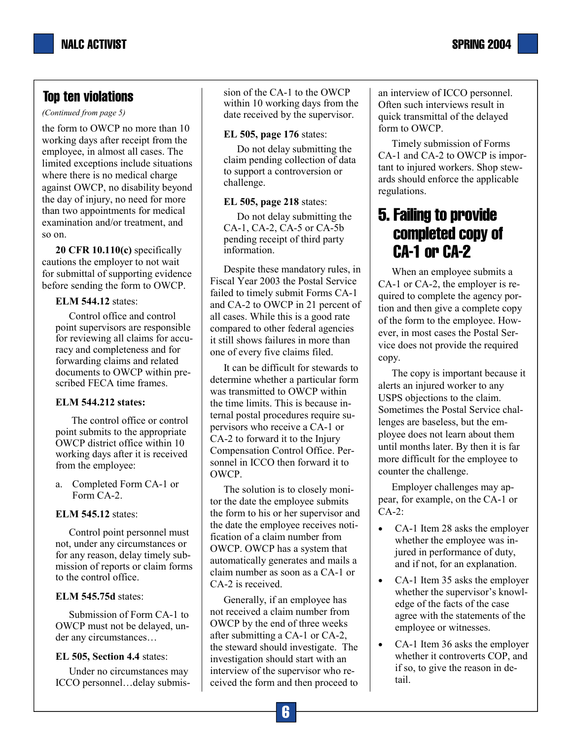## Top ten violations

*(Continued from page 5)*

the form to OWCP no more than 10 working days after receipt from the employee, in almost all cases. The limited exceptions include situations where there is no medical charge against OWCP, no disability beyond the day of injury, no need for more than two appointments for medical examination and/or treatment, and so on.

**20 CFR 10.110(c)** specifically cautions the employer to not wait for submittal of supporting evidence before sending the form to OWCP.

**ELM 544.12** states:

> Control office and control point supervisors are responsible for reviewing all claims for accuracy and completeness and for forwarding claims and related documents to OWCP within prescribed FECA time frames.

**ELM 544.212 states:**

> The control office or control point submits to the appropriate OWCP district office within 10 working days after it is received from the employee:
>
> a. Completed Form CA-1 or Form CA-2.

**ELM 545.12** states:

> Control point personnel must not, under any circumstances or for any reason, delay timely submission of reports or claim forms to the control office.

**ELM 545.75d** states:

> Submission of Form CA-1 to OWCP must not be delayed, under any circumstances…

**EL 505, Section 4.4** states:

> Under no circumstances may ICCO personnel…delay submission of the CA-1 to the OWCP within 10 working days from the date received by the supervisor.

**EL 505, page 176** states:

> Do not delay submitting the claim pending collection of data to support a controversion or challenge.

**EL 505, page 218** states:

> Do not delay submitting the CA-1, CA-2, CA-5 or CA-5b pending receipt of third party information.

Despite these mandatory rules, in Fiscal Year 2003 the Postal Service failed to timely submit Forms CA-1 and CA-2 to OWCP in 21 percent of all cases. While this is a good rate compared to other federal agencies it still shows failures in more than one of every five claims filed.

It can be difficult for stewards to determine whether a particular form was transmitted to OWCP within the time limits. This is because internal postal procedures require supervisors who receive a CA-1 or CA-2 to forward it to the Injury Compensation Control Office. Personnel in ICCO then forward it to OWCP.

The solution is to closely monitor the date the employee submits the form to his or her supervisor and the date the employee receives notification of a claim number from OWCP. OWCP has a system that automatically generates and mails a claim number as soon as a CA-1 or CA-2 is received.

Generally, if an employee has not received a claim number from OWCP by the end of three weeks after submitting a CA-1 or CA-2, the steward should investigate. The investigation should start with an interview of the supervisor who received the form and then proceed to an interview of ICCO personnel. Often such interviews result in quick transmittal of the delayed form to OWCP.

Timely submission of Forms CA-1 and CA-2 to OWCP is important to injured workers. Shop stewards should enforce the applicable regulations.

## 5. Failing to provide completed copy of CA-1 or CA-2

When an employee submits a CA-1 or CA-2, the employer is required to complete the agency portion and then give a complete copy of the form to the employee. However, in most cases the Postal Service does not provide the required copy.

The copy is important because it alerts an injured worker to any USPS objections to the claim. Sometimes the Postal Service challenges are baseless, but the employee does not learn about them until months later. By then it is far more difficult for the employee to counter the challenge.

Employer challenges may appear, for example, on the CA-1 or CA-2:

- CA-1 Item 28 asks the employer whether the employee was injured in performance of duty, and if not, for an explanation.
- CA-1 Item 35 asks the employer whether the supervisor's knowledge of the facts of the case agree with the statements of the employee or witnesses.
- CA-1 Item 36 asks the employer whether it controverts COP, and if so, to give the reason in detail.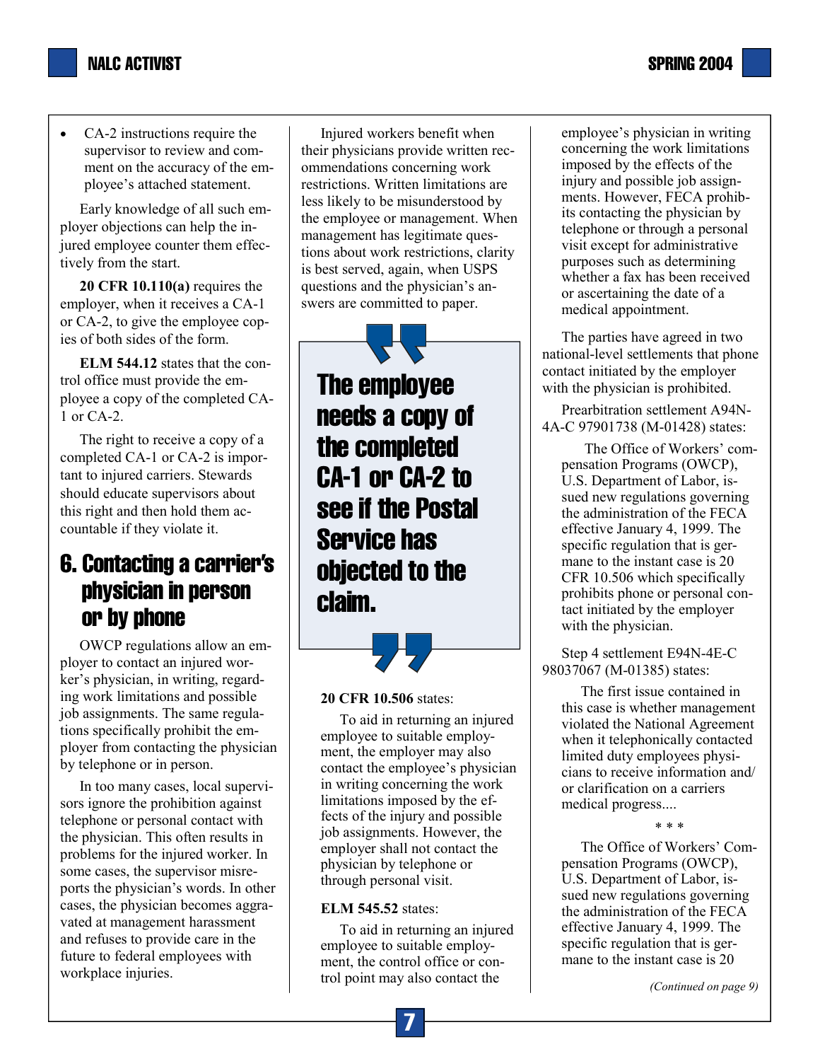- CA-2 instructions require the supervisor to review and comment on the accuracy of the employee's attached statement.

Early knowledge of all such employer objections can help the injured employee counter them effectively from the start.

**20 CFR 10.110(a)** requires the employer, when it receives a CA-1 or CA-2, to give the employee copies of both sides of the form.

**ELM 544.12** states that the control office must provide the employee a copy of the completed CA-1 or CA-2.

The right to receive a copy of a completed CA-1 or CA-2 is important to injured carriers. Stewards should educate supervisors about this right and then hold them accountable if they violate it.

## 6. Contacting a carrier's physician in person or by phone

OWCP regulations allow an employer to contact an injured worker's physician, in writing, regarding work limitations and possible job assignments. The same regulations specifically prohibit the employer from contacting the physician by telephone or in person.

In too many cases, local supervisors ignore the prohibition against telephone or personal contact with the physician. This often results in problems for the injured worker. In some cases, the supervisor misreports the physician's words. In other cases, the physician becomes aggravated at management harassment and refuses to provide care in the future to federal employees with workplace injuries.

Injured workers benefit when their physicians provide written recommendations concerning work restrictions. Written limitations are less likely to be misunderstood by the employee or management. When management has legitimate questions about work restrictions, clarity is best served, again, when USPS questions and the physician's answers are committed to paper.

> **The employee needs a copy of the completed CA-1 or CA-2 to see if the Postal Service has objected to the claim.**

**20 CFR 10.506** states:

> To aid in returning an injured employee to suitable employment, the employer may also contact the employee's physician in writing concerning the work limitations imposed by the effects of the injury and possible job assignments. However, the employer shall not contact the physician by telephone or through personal visit.

**ELM 545.52** states:

> To aid in returning an injured employee to suitable employment, the control office or control point may also contact the employee's physician in writing concerning the work limitations imposed by the effects of the injury and possible job assignments. However, FECA prohibits contacting the physician by telephone or through a personal visit except for administrative purposes such as determining whether a fax has been received or ascertaining the date of a medical appointment.

The parties have agreed in two national-level settlements that phone contact initiated by the employer with the physician is prohibited.

Prearbitration settlement A94N-4A-C 97901738 (M-01428) states:

> The Office of Workers' compensation Programs (OWCP), U.S. Department of Labor, issued new regulations governing the administration of the FECA effective January 4, 1999. The specific regulation that is germane to the instant case is 20 CFR 10.506 which specifically prohibits phone or personal contact initiated by the employer with the physician.

Step 4 settlement E94N-4E-C 98037067 (M-01385) states:

> The first issue contained in this case is whether management violated the National Agreement when it telephonically contacted limited duty employees physicians to receive information and/or clarification on a carriers medical progress....
>
> \* \* \*
>
> The Office of Workers' Compensation Programs (OWCP), U.S. Department of Labor, issued new regulations governing the administration of the FECA effective January 4, 1999. The specific regulation that is germane to the instant case is 20

*(Continued on page 9)*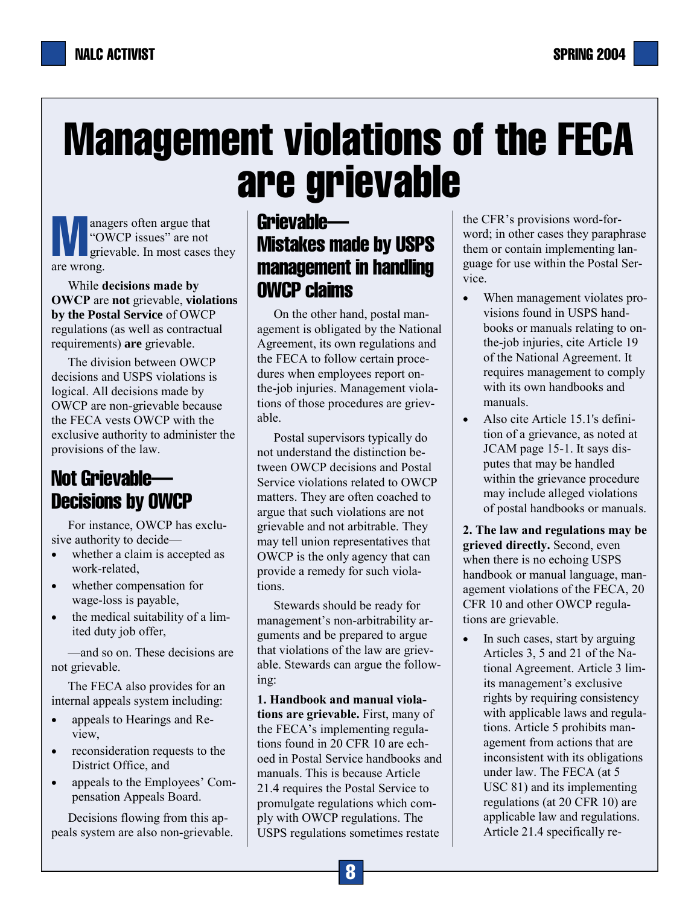# Management violations of the FECA are grievable

Managers often argue that "OWCP issues" are not grievable. In most cases they are wrong.

While **decisions made by OWCP** are **not** grievable, **violations by the Postal Service** of OWCP regulations (as well as contractual requirements) **are** grievable.

The division between OWCP decisions and USPS violations is logical. All decisions made by OWCP are non-grievable because the FECA vests OWCP with the exclusive authority to administer the provisions of the law.

## Not Grievable—Decisions by OWCP

For instance, OWCP has exclusive authority to decide—

- whether a claim is accepted as work-related,
- whether compensation for wage-loss is payable,
- the medical suitability of a limited duty job offer,

—and so on. These decisions are not grievable.

The FECA also provides for an internal appeals system including:

- appeals to Hearings and Review,
- reconsideration requests to the District Office, and
- appeals to the Employees' Compensation Appeals Board.

Decisions flowing from this appeals system are also non-grievable.

## Grievable—Mistakes made by USPS management in handling OWCP claims

On the other hand, postal management is obligated by the National Agreement, its own regulations and the FECA to follow certain procedures when employees report on-the-job injuries. Management violations of those procedures are grievable.

Postal supervisors typically do not understand the distinction between OWCP decisions and Postal Service violations related to OWCP matters. They are often coached to argue that such violations are not grievable and not arbitrable. They may tell union representatives that OWCP is the only agency that can provide a remedy for such violations.

Stewards should be ready for management's non-arbitrability arguments and be prepared to argue that violations of the law are grievable. Stewards can argue the following:

**1. Handbook and manual violations are grievable.** First, many of the FECA's implementing regulations found in 20 CFR 10 are echoed in Postal Service handbooks and manuals. This is because Article 21.4 requires the Postal Service to promulgate regulations which comply with OWCP regulations. The USPS regulations sometimes restate the CFR's provisions word-for-word; in other cases they paraphrase them or contain implementing language for use within the Postal Service.

- When management violates provisions found in USPS handbooks or manuals relating to on-the-job injuries, cite Article 19 of the National Agreement. It requires management to comply with its own handbooks and manuals.
- Also cite Article 15.1's definition of a grievance, as noted at JCAM page 15-1. It says disputes that may be handled within the grievance procedure may include alleged violations of postal handbooks or manuals.

**2. The law and regulations may be grieved directly.** Second, even when there is no echoing USPS handbook or manual language, management violations of the FECA, 20 CFR 10 and other OWCP regulations are grievable.

- In such cases, start by arguing Articles 3, 5 and 21 of the National Agreement. Article 3 limits management's exclusive rights by requiring consistency with applicable laws and regulations. Article 5 prohibits management from actions that are inconsistent with its obligations under law. The FECA (at 5 USC 81) and its implementing regulations (at 20 CFR 10) are applicable law and regulations. Article 21.4 specifically re-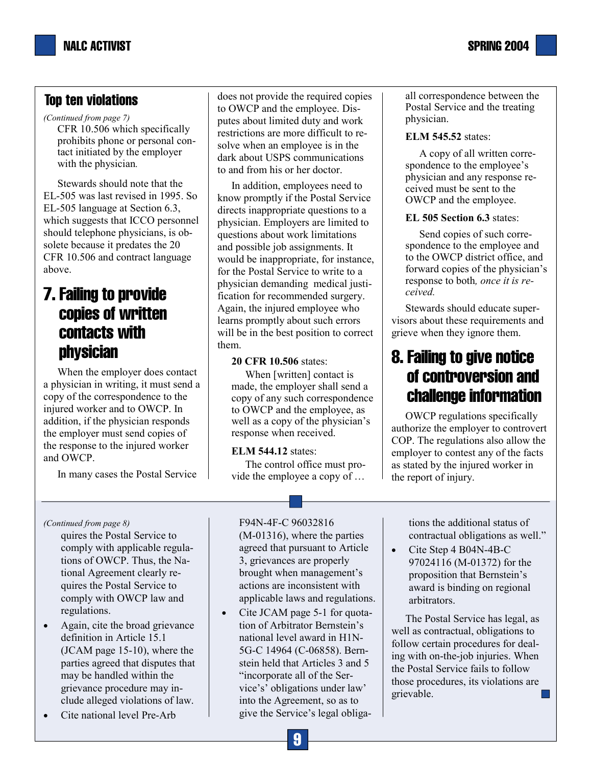## Top ten violations

*(Continued from page 7)*

> CFR 10.506 which specifically prohibits phone or personal contact initiated by the employer with the physician.

Stewards should note that the EL-505 was last revised in 1995. So EL-505 language at Section 6.3, which suggests that ICCO personnel should telephone physicians, is obsolete because it predates the 20 CFR 10.506 and contract language above.

## 7. Failing to provide copies of written contacts with physician

When the employer does contact a physician in writing, it must send a copy of the correspondence to the injured worker and to OWCP. In addition, if the physician responds the employer must send copies of the response to the injured worker and OWCP.

In many cases the Postal Service does not provide the required copies to OWCP and the employee. Disputes about limited duty and work restrictions are more difficult to resolve when an employee is in the dark about USPS communications to and from his or her doctor.

In addition, employees need to know promptly if the Postal Service directs inappropriate questions to a physician. Employers are limited to questions about work limitations and possible job assignments. It would be inappropriate, for instance, for the Postal Service to write to a physician demanding medical justification for recommended surgery. Again, the injured employee who learns promptly about such errors will be in the best position to correct them.

**20 CFR 10.506** states:

> When [written] contact is made, the employer shall send a copy of any such correspondence to OWCP and the employee, as well as a copy of the physician's response when received.

**ELM 544.12** states:

> The control office must provide the employee a copy of … all correspondence between the Postal Service and the treating physician.

**ELM 545.52** states:

> A copy of all written correspondence to the employee's physician and any response received must be sent to the OWCP and the employee.

**EL 505 Section 6.3** states:

> Send copies of such correspondence to the employee and to the OWCP district office, and forward copies of the physician's response to both*, once it is received.*

Stewards should educate supervisors about these requirements and grieve when they ignore them.

## 8. Failing to give notice of controversion and challenge information

OWCP regulations specifically authorize the employer to controvert COP. The regulations also allow the employer to contest any of the facts as stated by the injured worker in the report of injury.

---

*(Continued from page 8)*

quires the Postal Service to comply with applicable regulations of OWCP. Thus, the National Agreement clearly requires the Postal Service to comply with OWCP law and regulations.

- Again, cite the broad grievance definition in Article 15.1 (JCAM page 15-10), where the parties agreed that disputes that may be handled within the grievance procedure may include alleged violations of law.
- Cite national level Pre-Arb F94N-4F-C 96032816 (M-01316), where the parties agreed that pursuant to Article 3, grievances are properly brought when management's actions are inconsistent with applicable laws and regulations.
- Cite JCAM page 5-1 for quotation of Arbitrator Bernstein's national level award in H1N-5G-C 14964 (C-06858). Bernstein held that Articles 3 and 5 "incorporate all of the Service's' obligations under law' into the Agreement, so as to give the Service's legal obligations the additional status of contractual obligations as well."
- Cite Step 4 B04N-4B-C 97024116 (M-01372) for the proposition that Bernstein's award is binding on regional arbitrators.

The Postal Service has legal, as well as contractual, obligations to follow certain procedures for dealing with on-the-job injuries. When the Postal Service fails to follow those procedures, its violations are grievable.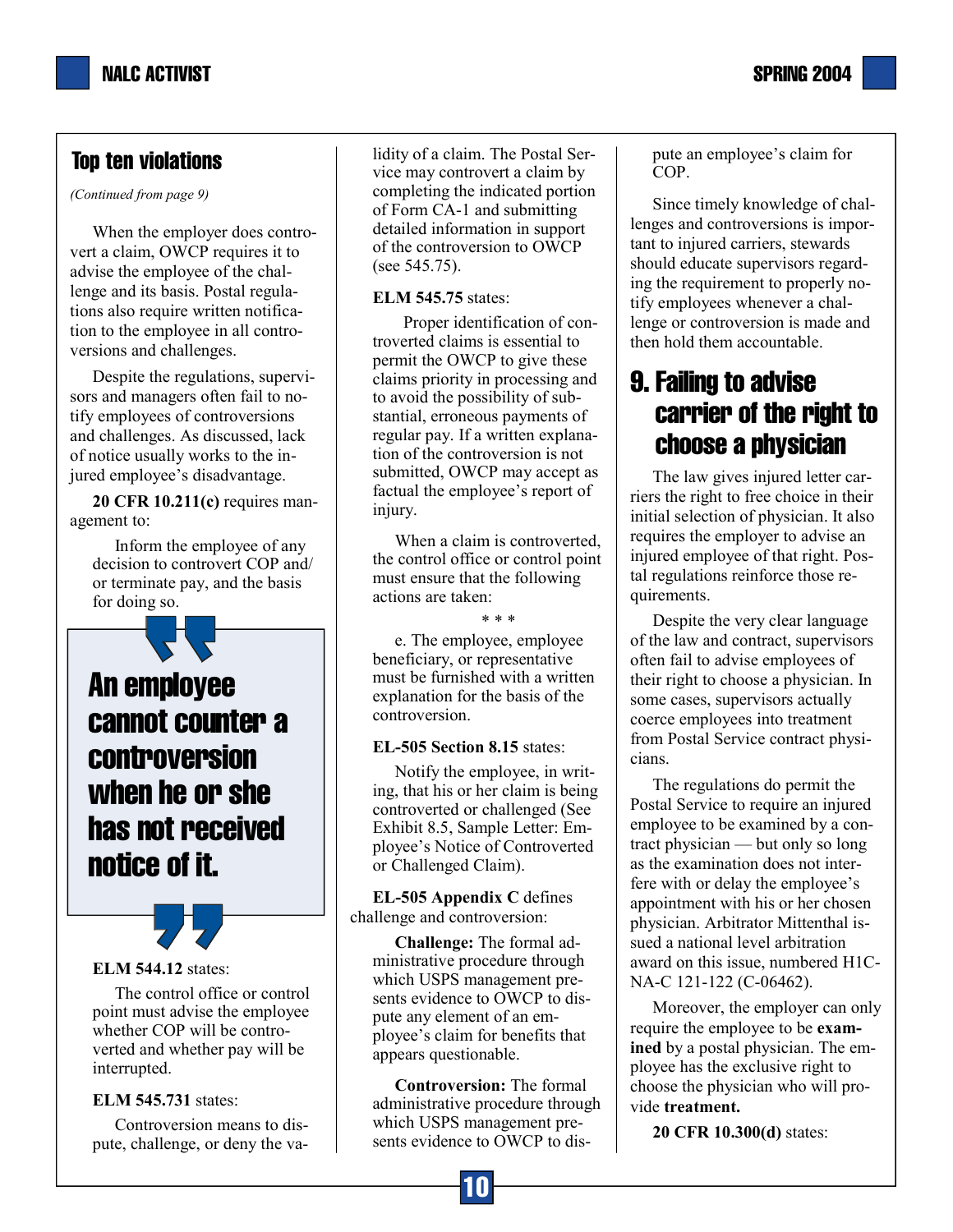## Top ten violations

*(Continued from page 9)*

When the employer does controvert a claim, OWCP requires it to advise the employee of the challenge and its basis. Postal regulations also require written notification to the employee in all controversions and challenges.

Despite the regulations, supervisors and managers often fail to notify employees of controversions and challenges. As discussed, lack of notice usually works to the injured employee's disadvantage.

**20 CFR 10.211(c)** requires management to:

> Inform the employee of any decision to controvert COP and/or terminate pay, and the basis for doing so.

> **An employee cannot counter a controversion when he or she has not received notice of it.**

**ELM 544.12** states:

> The control office or control point must advise the employee whether COP will be controverted and whether pay will be interrupted.

**ELM 545.731** states:

> Controversion means to dispute, challenge, or deny the validity of a claim. The Postal Service may controvert a claim by completing the indicated portion of Form CA-1 and submitting detailed information in support of the controversion to OWCP (see 545.75).

**ELM 545.75** states:

> Proper identification of controverted claims is essential to permit the OWCP to give these claims priority in processing and to avoid the possibility of substantial, erroneous payments of regular pay. If a written explanation of the controversion is not submitted, OWCP may accept as factual the employee's report of injury.
>
> When a claim is controverted, the control office or control point must ensure that the following actions are taken:
>
> \* \* \*
>
> e. The employee, employee beneficiary, or representative must be furnished with a written explanation for the basis of the controversion.

**EL-505 Section 8.15** states:

> Notify the employee, in writing, that his or her claim is being controverted or challenged (See Exhibit 8.5, Sample Letter: Employee's Notice of Controverted or Challenged Claim).

**EL-505 Appendix C** defines challenge and controversion:

> **Challenge:** The formal administrative procedure through which USPS management presents evidence to OWCP to dispute any element of an employee's claim for benefits that appears questionable.
>
> **Controversion:** The formal administrative procedure through which USPS management presents evidence to OWCP to dispute an employee's claim for COP.

Since timely knowledge of challenges and controversions is important to injured carriers, stewards should educate supervisors regarding the requirement to properly notify employees whenever a challenge or controversion is made and then hold them accountable.

## 9. Failing to advise carrier of the right to choose a physician

The law gives injured letter carriers the right to free choice in their initial selection of physician. It also requires the employer to advise an injured employee of that right. Postal regulations reinforce those requirements.

Despite the very clear language of the law and contract, supervisors often fail to advise employees of their right to choose a physician. In some cases, supervisors actually coerce employees into treatment from Postal Service contract physicians.

The regulations do permit the Postal Service to require an injured employee to be examined by a contract physician — but only so long as the examination does not interfere with or delay the employee's appointment with his or her chosen physician. Arbitrator Mittenthal issued a national level arbitration award on this issue, numbered H1C-NA-C 121-122 (C-06462).

Moreover, the employer can only require the employee to be **examined** by a postal physician. The employee has the exclusive right to choose the physician who will provide **treatment.**

**20 CFR 10.300(d)** states: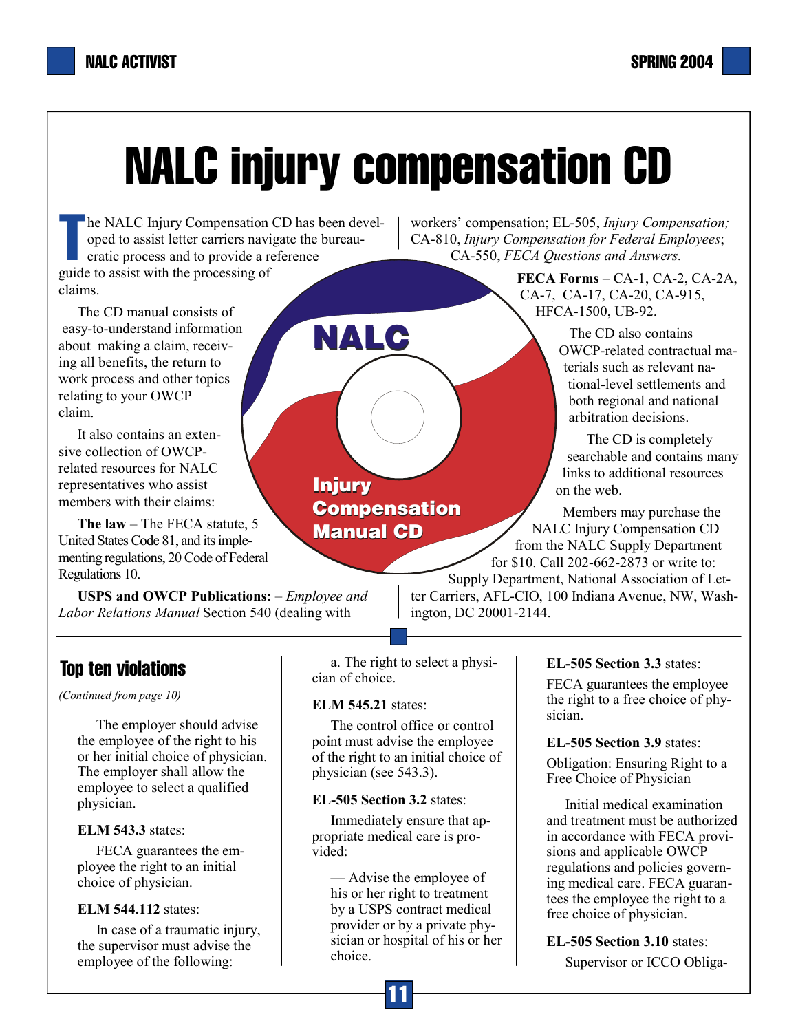# NALC injury compensation CD

The NALC Injury Compensation CD has been developed to assist letter carriers navigate the bureaucratic process and to provide a reference guide to assist with the processing of claims.

The CD manual consists of easy-to-understand information about making a claim, receiving all benefits, the return to work process and other topics relating to your OWCP claim.

It also contains an extensive collection of OWCP-related resources for NALC representatives who assist members with their claims:

**The law** – The FECA statute, 5 United States Code 81, and its implementing regulations, 20 Code of Federal Regulations 10.

**USPS and OWCP Publications:** – *Employee and Labor Relations Manual* Section 540 (dealing with workers' compensation; EL-505, *Injury Compensation;* CA-810, *Injury Compensation for Federal Employees*; CA-550, *FECA Questions and Answers.*

**FECA Forms** – CA-1, CA-2, CA-2A, CA-7, CA-17, CA-20, CA-915, HFCA-1500, UB-92.

The CD also contains OWCP-related contractual materials such as relevant national-level settlements and both regional and national arbitration decisions.

The CD is completely searchable and contains many links to additional resources on the web.

Members may purchase the NALC Injury Compensation CD from the NALC Supply Department for $10. Call 202-662-2873 or write to: Supply Department, National Association of Letter Carriers, AFL-CIO, 100 Indiana Avenue, NW, Washington, DC 20001-2144.

## Top ten violations

*(Continued from page 10)*

The employer should advise the employee of the right to his or her initial choice of physician. The employer shall allow the employee to select a qualified physician.

**ELM 543.3** states:

FECA guarantees the employee the right to an initial choice of physician.

**ELM 544.112** states:

In case of a traumatic injury, the supervisor must advise the employee of the following:

a. The right to select a physician of choice.

**ELM 545.21** states:

The control office or control point must advise the employee of the right to an initial choice of physician (see 543.3).

**EL-505 Section 3.2** states:

Immediately ensure that appropriate medical care is provided:

— Advise the employee of his or her right to treatment by a USPS contract medical provider or by a private physician or hospital of his or her choice.

**EL-505 Section 3.3** states:

FECA guarantees the employee the right to a free choice of physician.

**EL-505 Section 3.9** states:

Obligation: Ensuring Right to a Free Choice of Physician

Initial medical examination and treatment must be authorized in accordance with FECA provisions and applicable OWCP regulations and policies governing medical care. FECA guarantees the employee the right to a free choice of physician.

**EL-505 Section 3.10** states:

Supervisor or ICCO Obliga-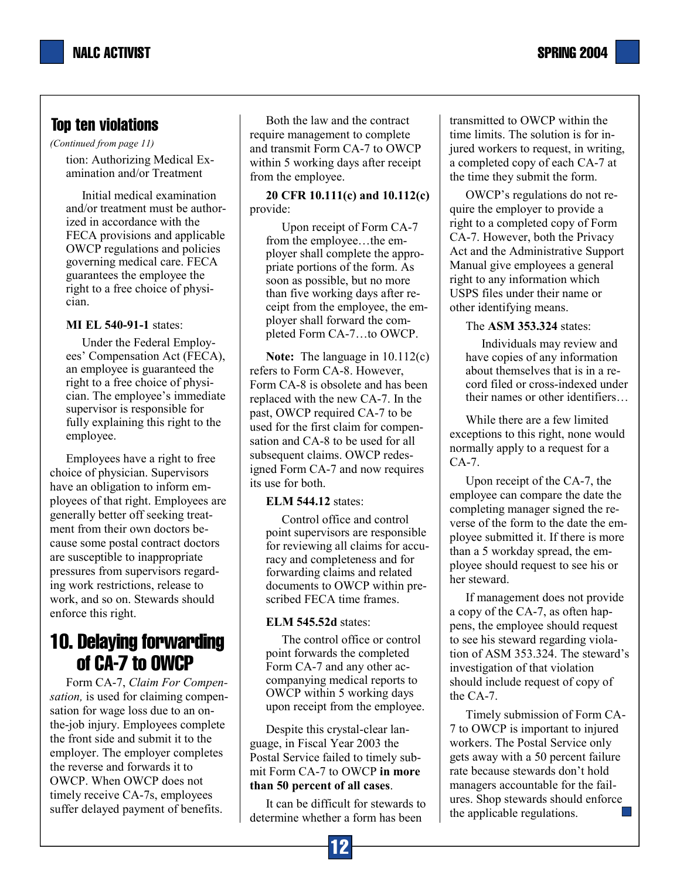## Top ten violations

*(Continued from page 11)*

tion: Authorizing Medical Examination and/or Treatment

> Initial medical examination and/or treatment must be authorized in accordance with the FECA provisions and applicable OWCP regulations and policies governing medical care. FECA guarantees the employee the right to a free choice of physician.

**MI EL 540-91-1** states:

> Under the Federal Employees' Compensation Act (FECA), an employee is guaranteed the right to a free choice of physician. The employee's immediate supervisor is responsible for fully explaining this right to the employee.

Employees have a right to free choice of physician. Supervisors have an obligation to inform employees of that right. Employees are generally better off seeking treatment from their own doctors because some postal contract doctors are susceptible to inappropriate pressures from supervisors regarding work restrictions, release to work, and so on. Stewards should enforce this right.

## 10. Delaying forwarding of CA-7 to OWCP

Form CA-7, *Claim For Compensation,* is used for claiming compensation for wage loss due to an on-the-job injury. Employees complete the front side and submit it to the employer. The employer completes the reverse and forwards it to OWCP. When OWCP does not timely receive CA-7s, employees suffer delayed payment of benefits.

Both the law and the contract require management to complete and transmit Form CA-7 to OWCP within 5 working days after receipt from the employee.

**20 CFR 10.111(c) and 10.112(c)** provide:

> Upon receipt of Form CA-7 from the employee…the employer shall complete the appropriate portions of the form. As soon as possible, but no more than five working days after receipt from the employee, the employer shall forward the completed Form CA-7…to OWCP.

**Note:** The language in 10.112(c) refers to Form CA-8. However, Form CA-8 is obsolete and has been replaced with the new CA-7. In the past, OWCP required CA-7 to be used for the first claim for compensation and CA-8 to be used for all subsequent claims. OWCP redesigned Form CA-7 and now requires its use for both.

**ELM 544.12** states:

> Control office and control point supervisors are responsible for reviewing all claims for accuracy and completeness and for forwarding claims and related documents to OWCP within prescribed FECA time frames.

**ELM 545.52d** states:

> The control office or control point forwards the completed Form CA-7 and any other accompanying medical reports to OWCP within 5 working days upon receipt from the employee.

Despite this crystal-clear language, in Fiscal Year 2003 the Postal Service failed to timely submit Form CA-7 to OWCP **in more than 50 percent of all cases**.

It can be difficult for stewards to determine whether a form has been transmitted to OWCP within the time limits. The solution is for injured workers to request, in writing, a completed copy of each CA-7 at the time they submit the form.

OWCP's regulations do not require the employer to provide a right to a completed copy of Form CA-7. However, both the Privacy Act and the Administrative Support Manual give employees a general right to any information which USPS files under their name or other identifying means.

The **ASM 353.324** states:

> Individuals may review and have copies of any information about themselves that is in a record filed or cross-indexed under their names or other identifiers…

While there are a few limited exceptions to this right, none would normally apply to a request for a CA-7.

Upon receipt of the CA-7, the employee can compare the date the completing manager signed the reverse of the form to the date the employee submitted it. If there is more than a 5 workday spread, the employee should request to see his or her steward.

If management does not provide a copy of the CA-7, as often happens, the employee should request to see his steward regarding violation of ASM 353.324. The steward's investigation of that violation should include request of copy of the CA-7.

Timely submission of Form CA-7 to OWCP is important to injured workers. The Postal Service only gets away with a 50 percent failure rate because stewards don't hold managers accountable for the failures. Shop stewards should enforce the applicable regulations.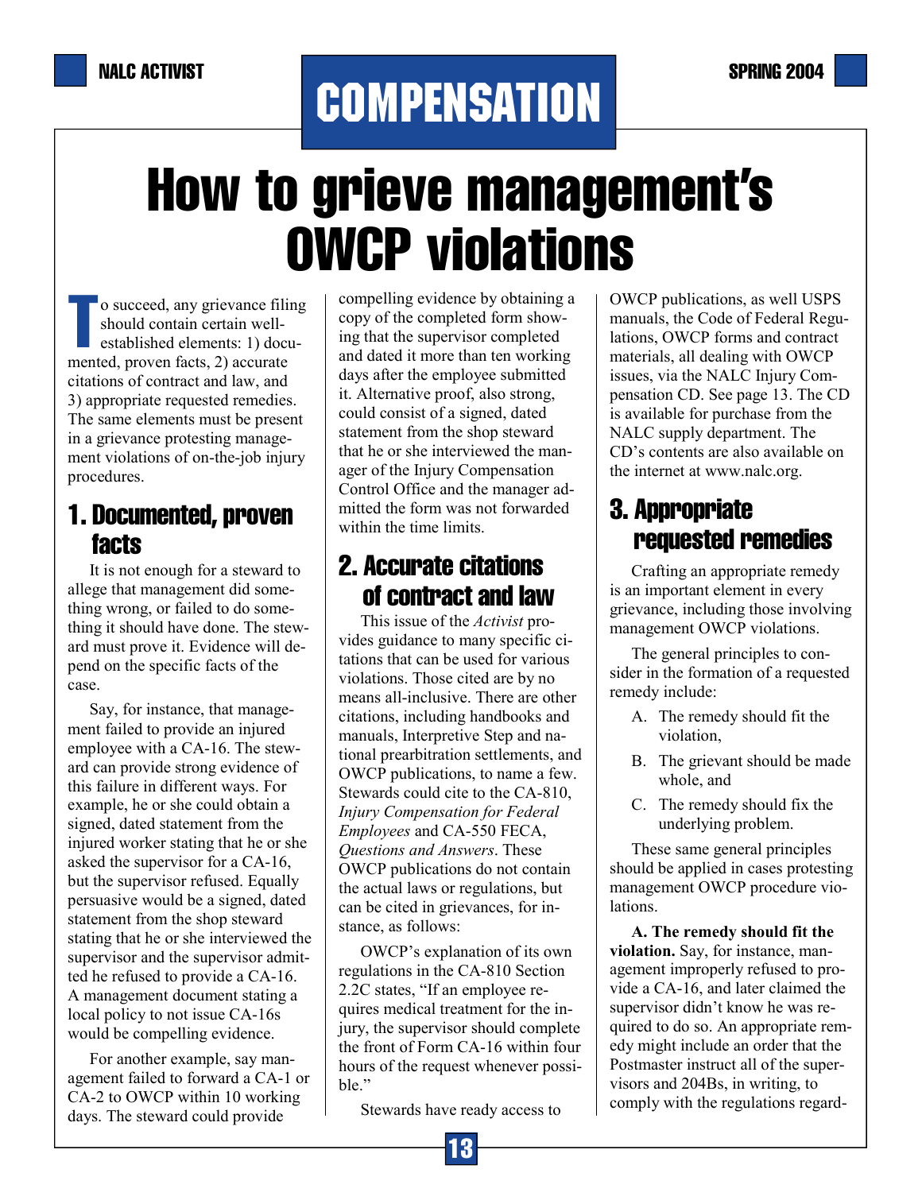# COMPENSATION

# How to grieve management's OWCP violations

To succeed, any grievance filing should contain certain well-established elements: 1) documented, proven facts, 2) accurate citations of contract and law, and 3) appropriate requested remedies. The same elements must be present in a grievance protesting management violations of on-the-job injury procedures.

## 1. Documented, proven facts

It is not enough for a steward to allege that management did something wrong, or failed to do something it should have done. The steward must prove it. Evidence will depend on the specific facts of the case.

Say, for instance, that management failed to provide an injured employee with a CA-16. The steward can provide strong evidence of this failure in different ways. For example, he or she could obtain a signed, dated statement from the injured worker stating that he or she asked the supervisor for a CA-16, but the supervisor refused. Equally persuasive would be a signed, dated statement from the shop steward stating that he or she interviewed the supervisor and the supervisor admitted he refused to provide a CA-16. A management document stating a local policy to not issue CA-16s would be compelling evidence.

For another example, say management failed to forward a CA-1 or CA-2 to OWCP within 10 working days. The steward could provide compelling evidence by obtaining a copy of the completed form showing that the supervisor completed and dated it more than ten working days after the employee submitted it. Alternative proof, also strong, could consist of a signed, dated statement from the shop steward that he or she interviewed the manager of the Injury Compensation Control Office and the manager admitted the form was not forwarded within the time limits.

## 2. Accurate citations of contract and law

This issue of the *Activist* provides guidance to many specific citations that can be used for various violations. Those cited are by no means all-inclusive. There are other citations, including handbooks and manuals, Interpretive Step and national prearbitration settlements, and OWCP publications, to name a few. Stewards could cite to the CA-810, *Injury Compensation for Federal Employees* and CA-550 FECA, *Questions and Answers*. These OWCP publications do not contain the actual laws or regulations, but can be cited in grievances, for instance, as follows:

OWCP's explanation of its own regulations in the CA-810 Section 2.2C states, "If an employee requires medical treatment for the injury, the supervisor should complete the front of Form CA-16 within four hours of the request whenever possible."

Stewards have ready access to OWCP publications, as well USPS manuals, the Code of Federal Regulations, OWCP forms and contract materials, all dealing with OWCP issues, via the NALC Injury Compensation CD. See page 13. The CD is available for purchase from the NALC supply department. The CD's contents are also available on the internet at www.nalc.org.

## 3. Appropriate requested remedies

Crafting an appropriate remedy is an important element in every grievance, including those involving management OWCP violations.

The general principles to consider in the formation of a requested remedy include:

A. The remedy should fit the violation,

B. The grievant should be made whole, and

C. The remedy should fix the underlying problem.

These same general principles should be applied in cases protesting management OWCP procedure violations.

**A. The remedy should fit the violation.** Say, for instance, management improperly refused to provide a CA-16, and later claimed the supervisor didn't know he was required to do so. An appropriate remedy might include an order that the Postmaster instruct all of the supervisors and 204Bs, in writing, to comply with the regulations regard-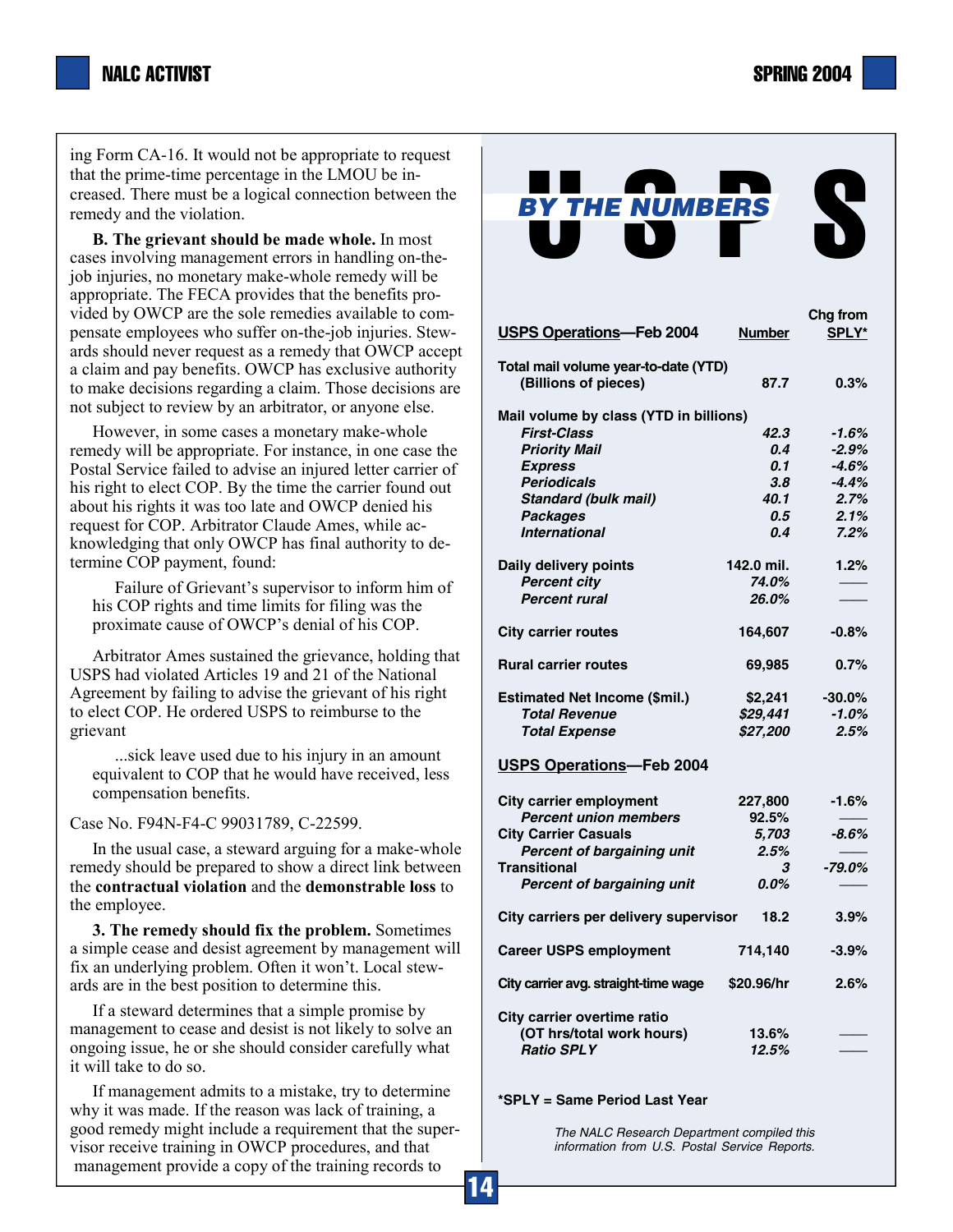ing Form CA-16. It would not be appropriate to request that the prime-time percentage in the LMOU be increased. There must be a logical connection between the remedy and the violation.

**B. The grievant should be made whole.** In most cases involving management errors in handling on-the-job injuries, no monetary make-whole remedy will be appropriate. The FECA provides that the benefits provided by OWCP are the sole remedies available to compensate employees who suffer on-the-job injuries. Stewards should never request as a remedy that OWCP accept a claim and pay benefits. OWCP has exclusive authority to make decisions regarding a claim. Those decisions are not subject to review by an arbitrator, or anyone else.

However, in some cases a monetary make-whole remedy will be appropriate. For instance, in one case the Postal Service failed to advise an injured letter carrier of his right to elect COP. By the time the carrier found out about his rights it was too late and OWCP denied his request for COP. Arbitrator Claude Ames, while acknowledging that only OWCP has final authority to determine COP payment, found:

> Failure of Grievant's supervisor to inform him of his COP rights and time limits for filing was the proximate cause of OWCP's denial of his COP.

Arbitrator Ames sustained the grievance, holding that USPS had violated Articles 19 and 21 of the National Agreement by failing to advise the grievant of his right to elect COP. He ordered USPS to reimburse to the grievant

> ...sick leave used due to his injury in an amount equivalent to COP that he would have received, less compensation benefits.

Case No. F94N-F4-C 99031789, C-22599.

In the usual case, a steward arguing for a make-whole remedy should be prepared to show a direct link between the **contractual violation** and the **demonstrable loss** to the employee.

**3. The remedy should fix the problem.** Sometimes a simple cease and desist agreement by management will fix an underlying problem. Often it won't. Local stewards are in the best position to determine this.

If a steward determines that a simple promise by management to cease and desist is not likely to solve an ongoing issue, he or she should consider carefully what it will take to do so.

If management admits to a mistake, try to determine why it was made. If the reason was lack of training, a good remedy might include a requirement that the supervisor receive training in OWCP procedures, and that management provide a copy of the training records to

# USPS BY THE NUMBERS

| USPS Operations—Feb 2004 | Number | Chg from SPLY* |
|---|---|---|
| **Total mail volume year-to-date (YTD) (Billions of pieces)** | 87.7 | 0.3% |
| **Mail volume by class (YTD in billions)** | | |
| *First-Class* | *42.3* | *-1.6%* |
| *Priority Mail* | *0.4* | *-2.9%* |
| *Express* | *0.1* | *-4.6%* |
| *Periodicals* | *3.8* | *-4.4%* |
| *Standard (bulk mail)* | *40.1* | *2.7%* |
| *Packages* | *0.5* | *2.1%* |
| *International* | *0.4* | *7.2%* |
| **Daily delivery points** | 142.0 mil. | 1.2% |
| *Percent city* | *74.0%* | —— |
| *Percent rural* | *26.0%* | —— |
| **City carrier routes** | 164,607 | -0.8% |
| **Rural carrier routes** | 69,985 | 0.7% |
| **Estimated Net Income ($mil.)** | $2,241 | -30.0% |
| *Total Revenue* | *$29,441* | *-1.0%* |
| *Total Expense* | *$27,200* | *2.5%* |
| **USPS Operations—Feb 2004** | | |
| **City carrier employment** | 227,800 | -1.6% |
| *Percent union members* | *92.5%* | —— |
| **City Carrier Casuals** | *5,703* | *-8.6%* |
| *Percent of bargaining unit* | *2.5%* | —— |
| **Transitional** | *3* | *-79.0%* |
| *Percent of bargaining unit* | *0.0%* | —— |
| **City carriers per delivery supervisor** | 18.2 | 3.9% |
| **Career USPS employment** | 714,140 | -3.9% |
| **City carrier avg. straight-time wage** | $20.96/hr | 2.6% |
| **City carrier overtime ratio (OT hrs/total work hours)** | 13.6% | —— |
| *Ratio SPLY* | *12.5%* | —— |

**\*SPLY = Same Period Last Year**

*The NALC Research Department compiled this information from U.S. Postal Service Reports.*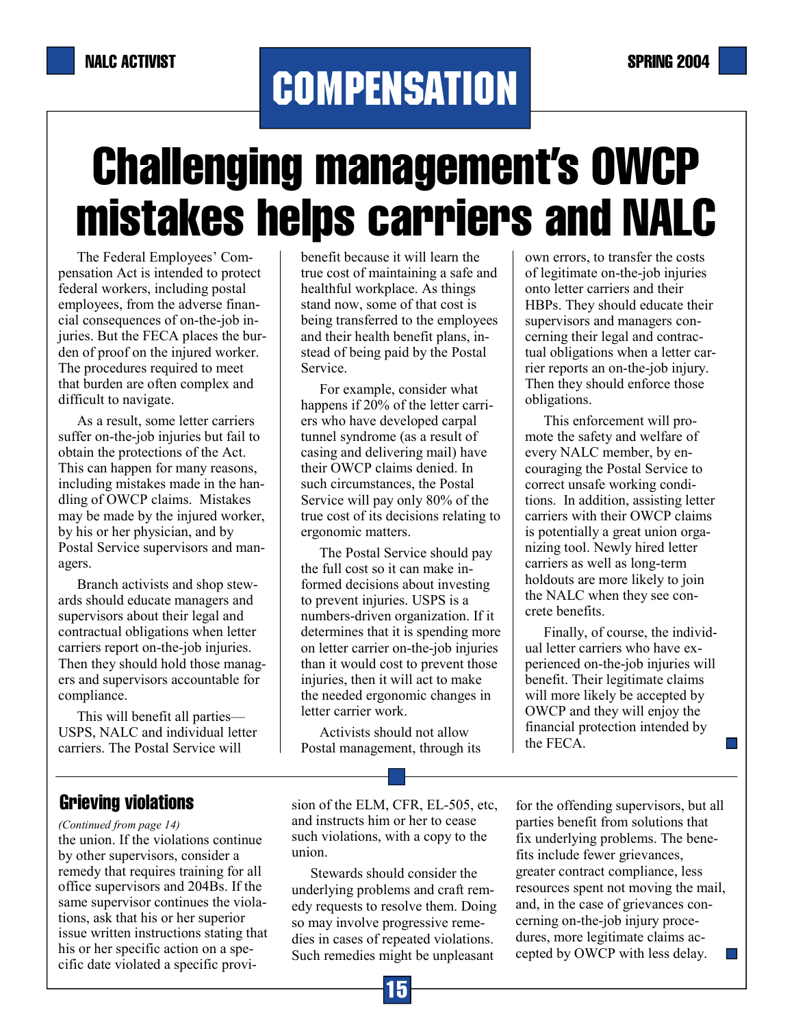# COMPENSATION

## Challenging management's OWCP mistakes helps carriers and NALC

The Federal Employees' Compensation Act is intended to protect federal workers, including postal employees, from the adverse financial consequences of on-the-job injuries. But the FECA places the burden of proof on the injured worker. The procedures required to meet that burden are often complex and difficult to navigate.

As a result, some letter carriers suffer on-the-job injuries but fail to obtain the protections of the Act. This can happen for many reasons, including mistakes made in the handling of OWCP claims. Mistakes may be made by the injured worker, by his or her physician, and by Postal Service supervisors and managers.

Branch activists and shop stewards should educate managers and supervisors about their legal and contractual obligations when letter carriers report on-the-job injuries. Then they should hold those managers and supervisors accountable for compliance.

This will benefit all parties—USPS, NALC and individual letter carriers. The Postal Service will benefit because it will learn the true cost of maintaining a safe and healthful workplace. As things stand now, some of that cost is being transferred to the employees and their health benefit plans, instead of being paid by the Postal Service.

For example, consider what happens if 20% of the letter carriers who have developed carpal tunnel syndrome (as a result of casing and delivering mail) have their OWCP claims denied. In such circumstances, the Postal Service will pay only 80% of the true cost of its decisions relating to ergonomic matters.

The Postal Service should pay the full cost so it can make informed decisions about investing to prevent injuries. USPS is a numbers-driven organization. If it determines that it is spending more on letter carrier on-the-job injuries than it would cost to prevent those injuries, then it will act to make the needed ergonomic changes in letter carrier work.

Activists should not allow Postal management, through its own errors, to transfer the costs of legitimate on-the-job injuries onto letter carriers and their HBPs. They should educate their supervisors and managers concerning their legal and contractual obligations when a letter carrier reports an on-the-job injury. Then they should enforce those obligations.

This enforcement will promote the safety and welfare of every NALC member, by encouraging the Postal Service to correct unsafe working conditions. In addition, assisting letter carriers with their OWCP claims is potentially a great union organizing tool. Newly hired letter carriers as well as long-term holdouts are more likely to join the NALC when they see concrete benefits.

Finally, of course, the individual letter carriers who have experienced on-the-job injuries will benefit. Their legitimate claims will more likely be accepted by OWCP and they will enjoy the financial protection intended by the FECA.

---

### Grieving violations

*(Continued from page 14)*

the union. If the violations continue by other supervisors, consider a remedy that requires training for all office supervisors and 204Bs. If the same supervisor continues the violations, ask that his or her superior issue written instructions stating that his or her specific action on a specific date violated a specific provision of the ELM, CFR, EL-505, etc, and instructs him or her to cease such violations, with a copy to the union.

Stewards should consider the underlying problems and craft remedy requests to resolve them. Doing so may involve progressive remedies in cases of repeated violations. Such remedies might be unpleasant for the offending supervisors, but all parties benefit from solutions that fix underlying problems. The benefits include fewer grievances, greater contract compliance, less resources spent not moving the mail, and, in the case of grievances concerning on-the-job injury procedures, more legitimate claims accepted by OWCP with less delay.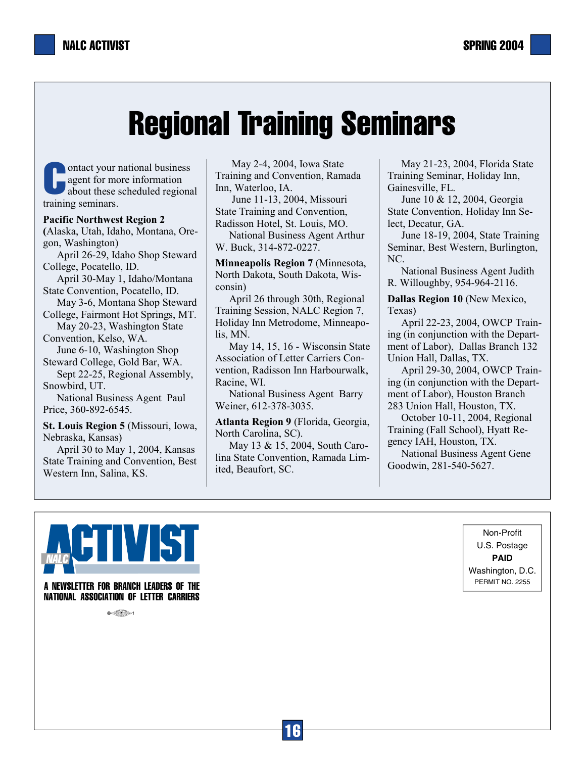# Regional Training Seminars

Contact your national business agent for more information about these scheduled regional training seminars.

**Pacific Northwest Region 2** (Alaska, Utah, Idaho, Montana, Oregon, Washington)

April 26-29, Idaho Shop Steward College, Pocatello, ID.

April 30-May 1, Idaho/Montana State Convention, Pocatello, ID.

May 3-6, Montana Shop Steward College, Fairmont Hot Springs, MT.

May 20-23, Washington State Convention, Kelso, WA.

June 6-10, Washington Shop Steward College, Gold Bar, WA.

Sept 22-25, Regional Assembly, Snowbird, UT.

National Business Agent Paul Price, 360-892-6545.

**St. Louis Region 5** (Missouri, Iowa, Nebraska, Kansas)

April 30 to May 1, 2004, Kansas State Training and Convention, Best Western Inn, Salina, KS.

May 2-4, 2004, Iowa State Training and Convention, Ramada Inn, Waterloo, IA.

June 11-13, 2004, Missouri State Training and Convention, Radisson Hotel, St. Louis, MO.

National Business Agent Arthur W. Buck, 314-872-0227.

**Minneapolis Region 7** (Minnesota, North Dakota, South Dakota, Wisconsin)

April 26 through 30th, Regional Training Session, NALC Region 7, Holiday Inn Metrodome, Minneapolis, MN.

May 14, 15, 16 - Wisconsin State Association of Letter Carriers Convention, Radisson Inn Harbourwalk, Racine, WI.

National Business Agent Barry Weiner, 612-378-3035.

**Atlanta Region 9** (Florida, Georgia, North Carolina, SC).

May 13 & 15, 2004, South Carolina State Convention, Ramada Limited, Beaufort, SC.

May 21-23, 2004, Florida State Training Seminar, Holiday Inn, Gainesville, FL.

June 10 & 12, 2004, Georgia State Convention, Holiday Inn Select, Decatur, GA.

June 18-19, 2004, State Training Seminar, Best Western, Burlington, NC.

National Business Agent Judith R. Willoughby, 954-964-2116.

**Dallas Region 10** (New Mexico, Texas)

April 22-23, 2004, OWCP Training (in conjunction with the Department of Labor), Dallas Branch 132 Union Hall, Dallas, TX.

April 29-30, 2004, OWCP Training (in conjunction with the Department of Labor), Houston Branch 283 Union Hall, Houston, TX.

October 10-11, 2004, Regional Training (Fall School), Hyatt Regency IAH, Houston, TX.

National Business Agent Gene Goodwin, 281-540-5627.

NALC ACTIVIST

A NEWSLETTER FOR BRANCH LEADERS OF THE NATIONAL ASSOCIATION OF LETTER CARRIERS

Non-Profit
U.S. Postage
**PAID**
Washington, D.C.
PERMIT NO. 2255